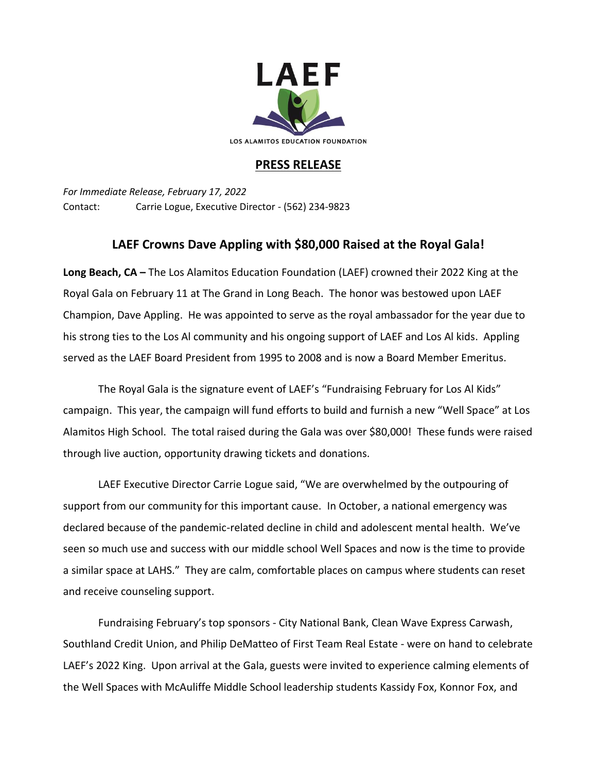LAEF

LOS ALAMITOS EDUCATION FOUNDATION

**PRESS RELEASE**

*For Immediate Release, February 17, 2022*
Contact: Carrie Logue, Executive Director - (562) 234-9823

## LAEF Crowns Dave Appling with $80,000 Raised at the Royal Gala!

**Long Beach, CA –** The Los Alamitos Education Foundation (LAEF) crowned their 2022 King at the Royal Gala on February 11 at The Grand in Long Beach. The honor was bestowed upon LAEF Champion, Dave Appling. He was appointed to serve as the royal ambassador for the year due to his strong ties to the Los Al community and his ongoing support of LAEF and Los Al kids. Appling served as the LAEF Board President from 1995 to 2008 and is now a Board Member Emeritus.

The Royal Gala is the signature event of LAEF's "Fundraising February for Los Al Kids" campaign. This year, the campaign will fund efforts to build and furnish a new "Well Space" at Los Alamitos High School. The total raised during the Gala was over $80,000! These funds were raised through live auction, opportunity drawing tickets and donations.

LAEF Executive Director Carrie Logue said, "We are overwhelmed by the outpouring of support from our community for this important cause. In October, a national emergency was declared because of the pandemic-related decline in child and adolescent mental health. We've seen so much use and success with our middle school Well Spaces and now is the time to provide a similar space at LAHS." They are calm, comfortable places on campus where students can reset and receive counseling support.

Fundraising February's top sponsors - City National Bank, Clean Wave Express Carwash, Southland Credit Union, and Philip DeMatteo of First Team Real Estate - were on hand to celebrate LAEF's 2022 King. Upon arrival at the Gala, guests were invited to experience calming elements of the Well Spaces with McAuliffe Middle School leadership students Kassidy Fox, Konnor Fox, and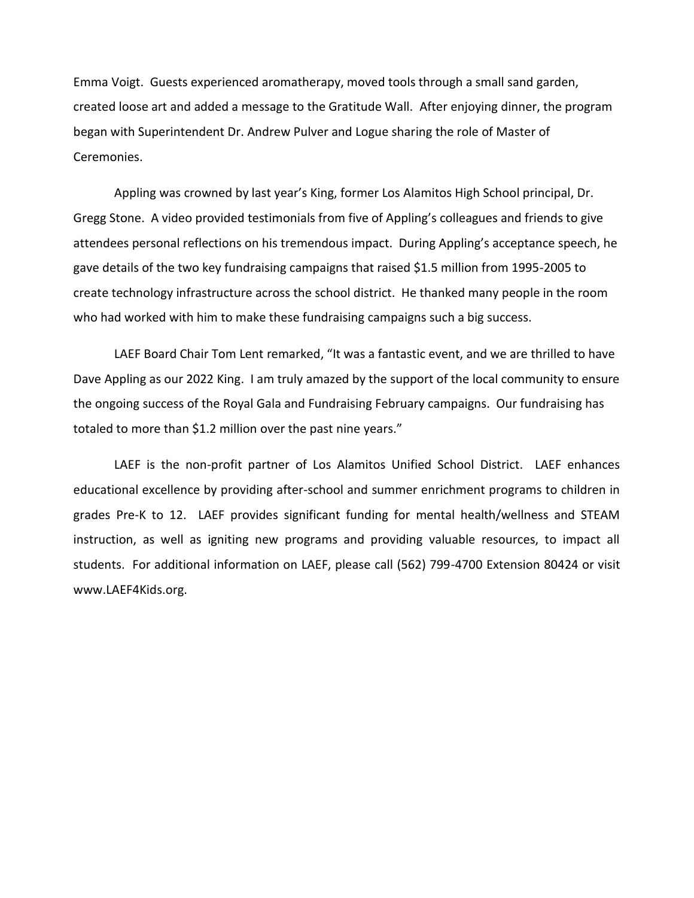Emma Voigt. Guests experienced aromatherapy, moved tools through a small sand garden, created loose art and added a message to the Gratitude Wall. After enjoying dinner, the program began with Superintendent Dr. Andrew Pulver and Logue sharing the role of Master of Ceremonies.

Appling was crowned by last year's King, former Los Alamitos High School principal, Dr. Gregg Stone. A video provided testimonials from five of Appling's colleagues and friends to give attendees personal reflections on his tremendous impact. During Appling's acceptance speech, he gave details of the two key fundraising campaigns that raised $1.5 million from 1995-2005 to create technology infrastructure across the school district. He thanked many people in the room who had worked with him to make these fundraising campaigns such a big success.

LAEF Board Chair Tom Lent remarked, "It was a fantastic event, and we are thrilled to have Dave Appling as our 2022 King. I am truly amazed by the support of the local community to ensure the ongoing success of the Royal Gala and Fundraising February campaigns. Our fundraising has totaled to more than $1.2 million over the past nine years."

LAEF is the non-profit partner of Los Alamitos Unified School District. LAEF enhances educational excellence by providing after-school and summer enrichment programs to children in grades Pre-K to 12. LAEF provides significant funding for mental health/wellness and STEAM instruction, as well as igniting new programs and providing valuable resources, to impact all students. For additional information on LAEF, please call (562) 799-4700 Extension 80424 or visit www.LAEF4Kids.org.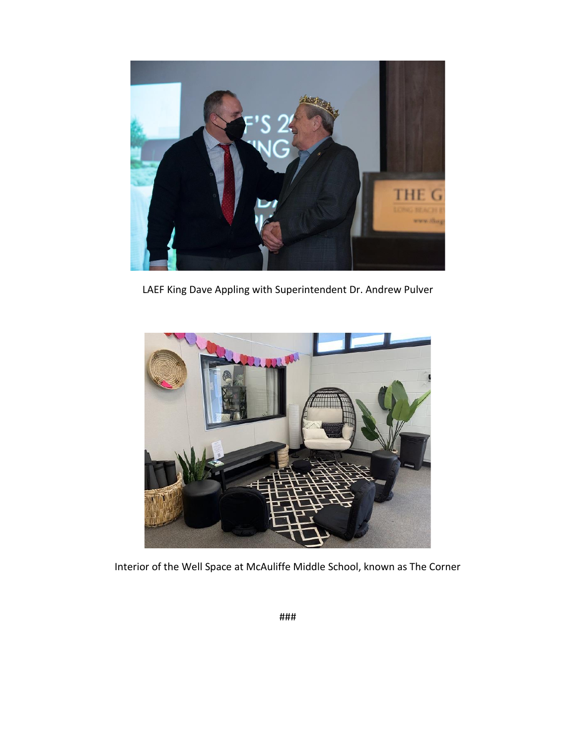LAEF King Dave Appling with Superintendent Dr. Andrew Pulver

Interior of the Well Space at McAuliffe Middle School, known as The Corner

###